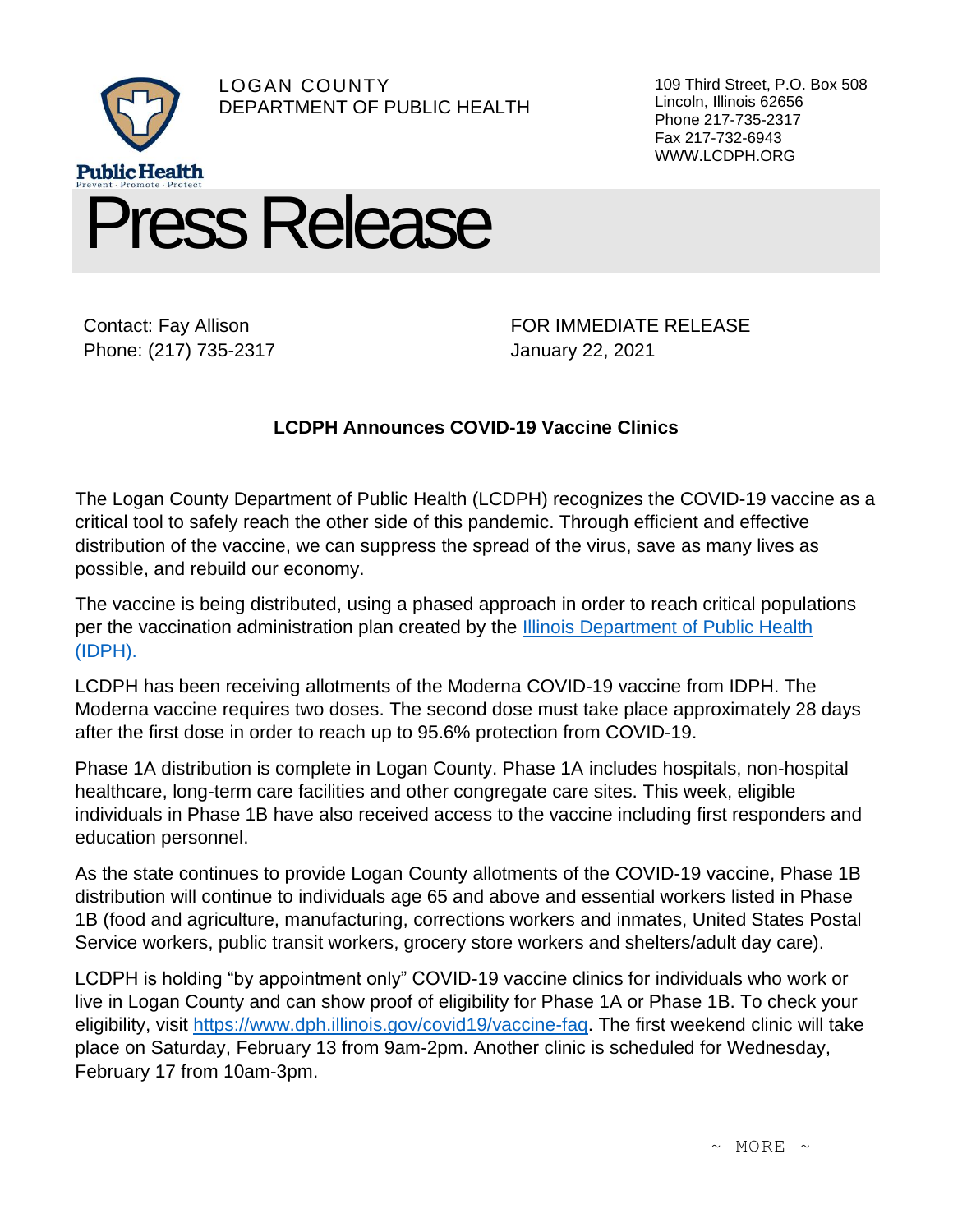LOGAN COUNTY
DEPARTMENT OF PUBLIC HEALTH

109 Third Street, P.O. Box 508
Lincoln, Illinois 62656
Phone 217-735-2317
Fax 217-732-6943
WWW.LCDPH.ORG

Public Health
Prevent · Promote · Protect

# Press Release

Contact: Fay Allison
Phone: (217) 735-2317

FOR IMMEDIATE RELEASE
January 22, 2021

## LCDPH Announces COVID-19 Vaccine Clinics

The Logan County Department of Public Health (LCDPH) recognizes the COVID-19 vaccine as a critical tool to safely reach the other side of this pandemic. Through efficient and effective distribution of the vaccine, we can suppress the spread of the virus, save as many lives as possible, and rebuild our economy.

The vaccine is being distributed, using a phased approach in order to reach critical populations per the vaccination administration plan created by the [Illinois Department of Public Health (IDPH).]()

LCDPH has been receiving allotments of the Moderna COVID-19 vaccine from IDPH. The Moderna vaccine requires two doses. The second dose must take place approximately 28 days after the first dose in order to reach up to 95.6% protection from COVID-19.

Phase 1A distribution is complete in Logan County. Phase 1A includes hospitals, non-hospital healthcare, long-term care facilities and other congregate care sites. This week, eligible individuals in Phase 1B have also received access to the vaccine including first responders and education personnel.

As the state continues to provide Logan County allotments of the COVID-19 vaccine, Phase 1B distribution will continue to individuals age 65 and above and essential workers listed in Phase 1B (food and agriculture, manufacturing, corrections workers and inmates, United States Postal Service workers, public transit workers, grocery store workers and shelters/adult day care).

LCDPH is holding "by appointment only" COVID-19 vaccine clinics for individuals who work or live in Logan County and can show proof of eligibility for Phase 1A or Phase 1B. To check your eligibility, visit [https://www.dph.illinois.gov/covid19/vaccine-faq](https://www.dph.illinois.gov/covid19/vaccine-faq). The first weekend clinic will take place on Saturday, February 13 from 9am-2pm. Another clinic is scheduled for Wednesday, February 17 from 10am-3pm.

~ MORE ~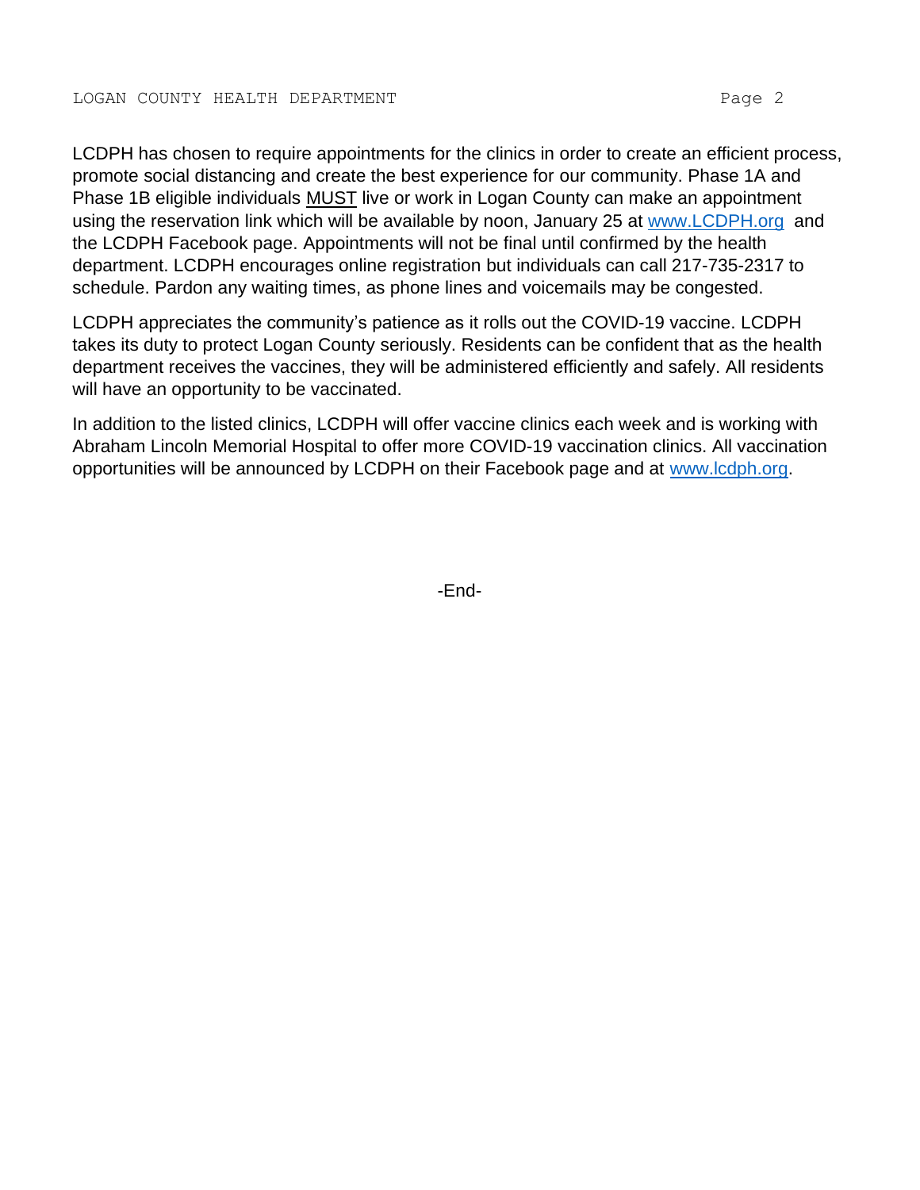LCDPH has chosen to require appointments for the clinics in order to create an efficient process, promote social distancing and create the best experience for our community. Phase 1A and Phase 1B eligible individuals MUST live or work in Logan County can make an appointment using the reservation link which will be available by noon, January 25 at www.LCDPH.org and the LCDPH Facebook page. Appointments will not be final until confirmed by the health department. LCDPH encourages online registration but individuals can call 217-735-2317 to schedule. Pardon any waiting times, as phone lines and voicemails may be congested.

LCDPH appreciates the community's patience as it rolls out the COVID-19 vaccine. LCDPH takes its duty to protect Logan County seriously. Residents can be confident that as the health department receives the vaccines, they will be administered efficiently and safely. All residents will have an opportunity to be vaccinated.

In addition to the listed clinics, LCDPH will offer vaccine clinics each week and is working with Abraham Lincoln Memorial Hospital to offer more COVID-19 vaccination clinics. All vaccination opportunities will be announced by LCDPH on their Facebook page and at www.lcdph.org.

-End-